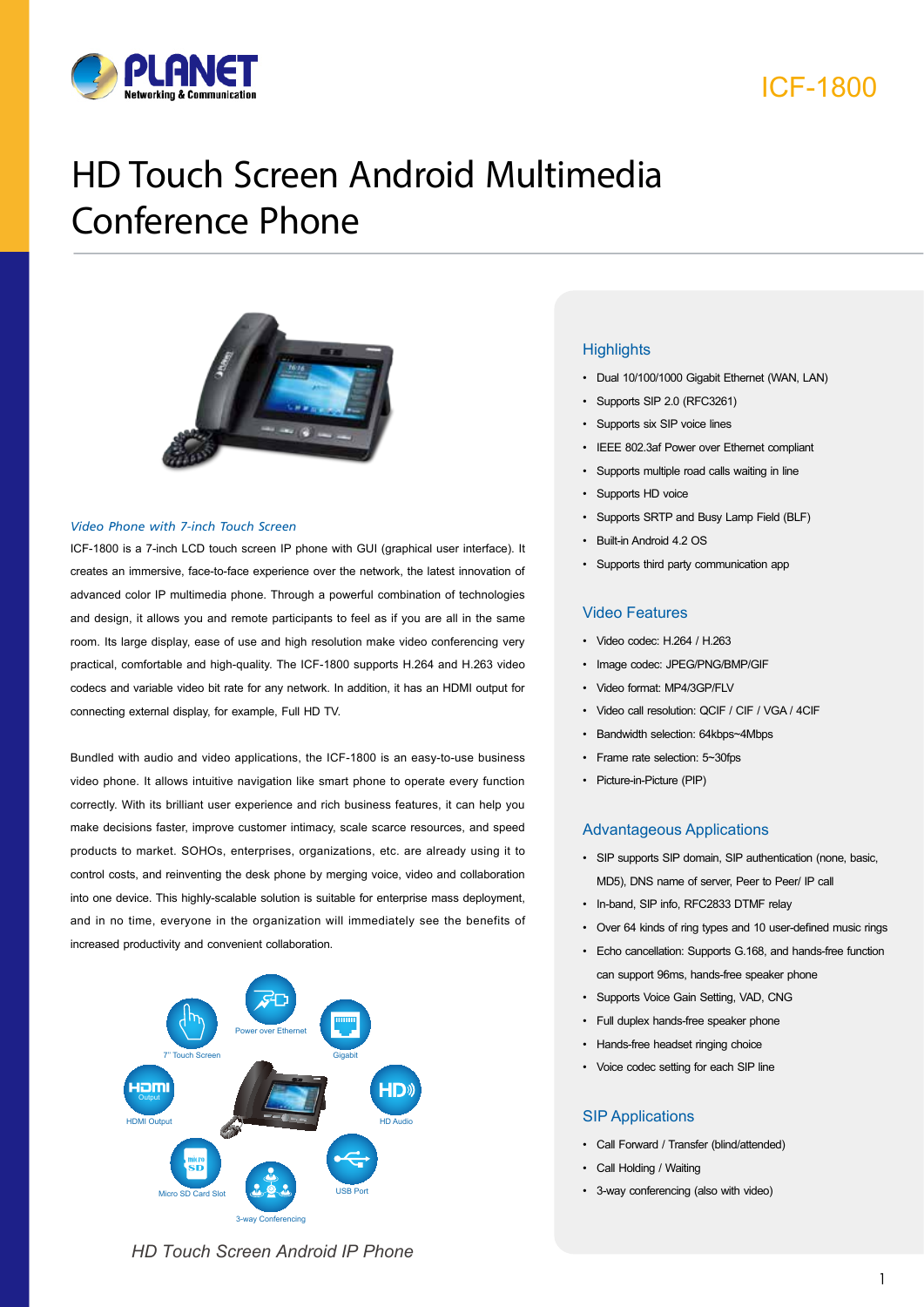# HD Touch Screen Android Multimedia Conference Phone

ICF-1800

### *Video Phone with 7-inch Touch Screen*

ICF-1800 is a 7-inch LCD touch screen IP phone with GUI (graphical user interface). It creates an immersive, face-to-face experience over the network, the latest innovation of advanced color IP multimedia phone. Through a powerful combination of technologies and design, it allows you and remote participants to feel as if you are all in the same room. Its large display, ease of use and high resolution make video conferencing very practical, comfortable and high-quality. The ICF-1800 supports H.264 and H.263 video codecs and variable video bit rate for any network. In addition, it has an HDMI output for connecting external display, for example, Full HD TV.

Bundled with audio and video applications, the ICF-1800 is an easy-to-use business video phone. It allows intuitive navigation like smart phone to operate every function correctly. With its brilliant user experience and rich business features, it can help you make decisions faster, improve customer intimacy, scale scarce resources, and speed products to market. SOHOs, enterprises, organizations, etc. are already using it to control costs, and reinventing the desk phone by merging voice, video and collaboration into one device. This highly-scalable solution is suitable for enterprise mass deployment, and in no time, everyone in the organization will immediately see the benefits of increased productivity and convenient collaboration.

7" Touch Screen · Power over Ethernet · Gigabit · HDMI Output · HD Audio · Micro SD Card Slot · 3-way Conferencing · USB Port

*HD Touch Screen Android IP Phone*

## Highlights

- Dual 10/100/1000 Gigabit Ethernet (WAN, LAN)
- Supports SIP 2.0 (RFC3261)
- Supports six SIP voice lines
- IEEE 802.3af Power over Ethernet compliant
- Supports multiple road calls waiting in line
- Supports HD voice
- Supports SRTP and Busy Lamp Field (BLF)
- Built-in Android 4.2 OS
- Supports third party communication app

## Video Features

- Video codec: H.264 / H.263
- Image codec: JPEG/PNG/BMP/GIF
- Video format: MP4/3GP/FLV
- Video call resolution: QCIF / CIF / VGA / 4CIF
- Bandwidth selection: 64kbps~4Mbps
- Frame rate selection: 5~30fps
- Picture-in-Picture (PIP)

## Advantageous Applications

- SIP supports SIP domain, SIP authentication (none, basic, MD5), DNS name of server, Peer to Peer/ IP call
- In-band, SIP info, RFC2833 DTMF relay
- Over 64 kinds of ring types and 10 user-defined music rings
- Echo cancellation: Supports G.168, and hands-free function can support 96ms, hands-free speaker phone
- Supports Voice Gain Setting, VAD, CNG
- Full duplex hands-free speaker phone
- Hands-free headset ringing choice
- Voice codec setting for each SIP line

## SIP Applications

- Call Forward / Transfer (blind/attended)
- Call Holding / Waiting
- 3-way conferencing (also with video)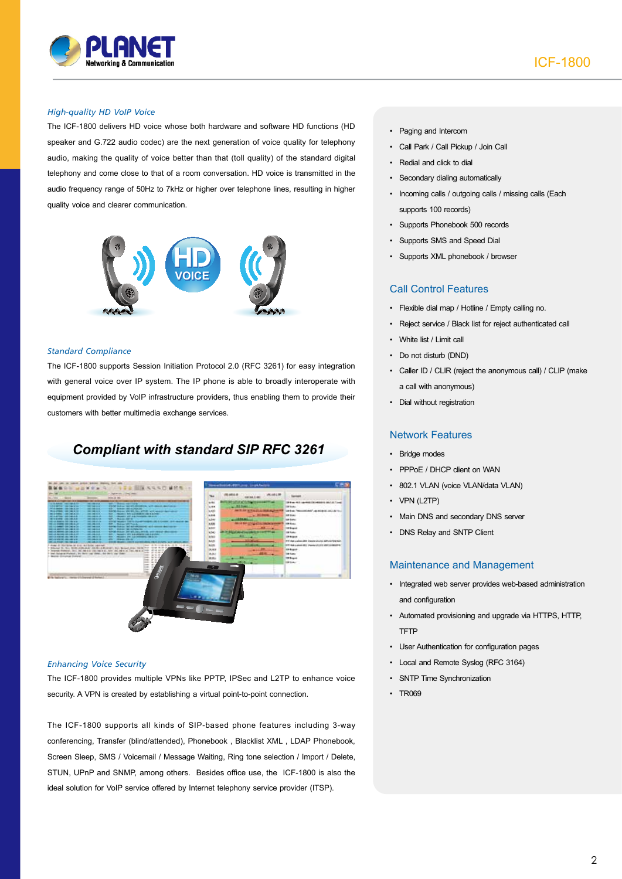### *High-quality HD VoIP Voice*

The ICF-1800 delivers HD voice whose both hardware and software HD functions (HD speaker and G.722 audio codec) are the next generation of voice quality for telephony audio, making the quality of voice better than that (toll quality) of the standard digital telephony and come close to that of a room conversation. HD voice is transmitted in the audio frequency range of 50Hz to 7kHz or higher over telephone lines, resulting in higher quality voice and clearer communication.

### *Standard Compliance*

The ICF-1800 supports Session Initiation Protocol 2.0 (RFC 3261) for easy integration with general voice over IP system. The IP phone is able to broadly interoperate with equipment provided by VoIP infrastructure providers, thus enabling them to provide their customers with better multimedia exchange services.

***Compliant with standard SIP RFC 3261***

### *Enhancing Voice Security*

The ICF-1800 provides multiple VPNs like PPTP, IPSec and L2TP to enhance voice security. A VPN is created by establishing a virtual point-to-point connection.

The ICF-1800 supports all kinds of SIP-based phone features including 3-way conferencing, Transfer (blind/attended), Phonebook , Blacklist XML , LDAP Phonebook, Screen Sleep, SMS / Voicemail / Message Waiting, Ring tone selection / Import / Delete, STUN, UPnP and SNMP, among others. Besides office use, the ICF-1800 is also the ideal solution for VoIP service offered by Internet telephony service provider (ITSP).

- Paging and Intercom
- Call Park / Call Pickup / Join Call
- Redial and click to dial
- Secondary dialing automatically
- Incoming calls / outgoing calls / missing calls (Each supports 100 records)
- Supports Phonebook 500 records
- Supports SMS and Speed Dial
- Supports XML phonebook / browser

## Call Control Features

- Flexible dial map / Hotline / Empty calling no.
- Reject service / Black list for reject authenticated call
- White list / Limit call
- Do not disturb (DND)
- Caller ID / CLIR (reject the anonymous call) / CLIP (make a call with anonymous)
- Dial without registration

## Network Features

- Bridge modes
- PPPoE / DHCP client on WAN
- 802.1 VLAN (voice VLAN/data VLAN)
- VPN (L2TP)
- Main DNS and secondary DNS server
- DNS Relay and SNTP Client

## Maintenance and Management

- Integrated web server provides web-based administration and configuration
- Automated provisioning and upgrade via HTTPS, HTTP, TFTP
- User Authentication for configuration pages
- Local and Remote Syslog (RFC 3164)
- SNTP Time Synchronization
- TR069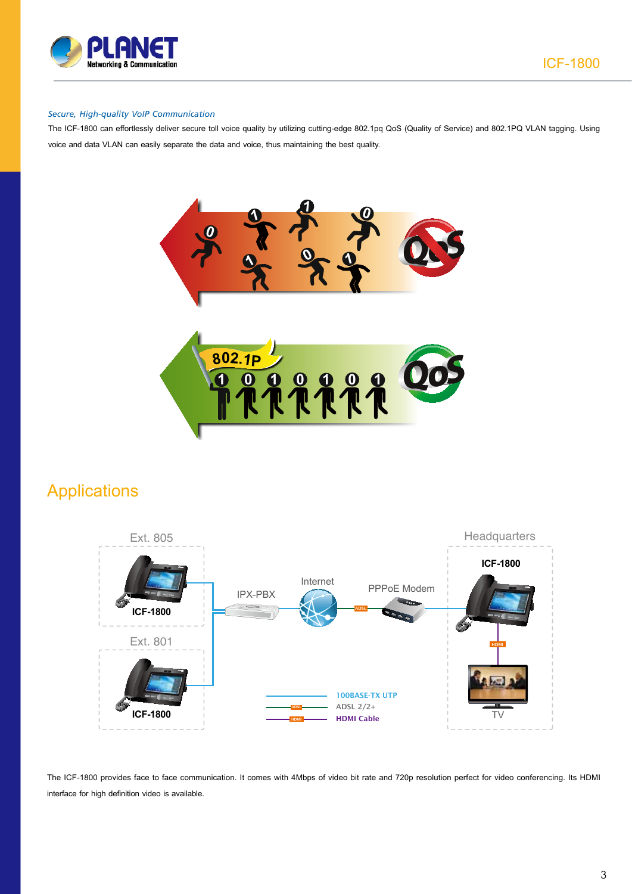*Secure, High-quality VoIP Communication*

The ICF-1800 can effortlessly deliver secure toll voice quality by utilizing cutting-edge 802.1pq QoS (Quality of Service) and 802.1PQ VLAN tagging. Using voice and data VLAN can easily separate the data and voice, thus maintaining the best quality.

## Applications

The ICF-1800 provides face to face communication. It comes with 4Mbps of video bit rate and 720p resolution perfect for video conferencing. Its HDMI interface for high definition video is available.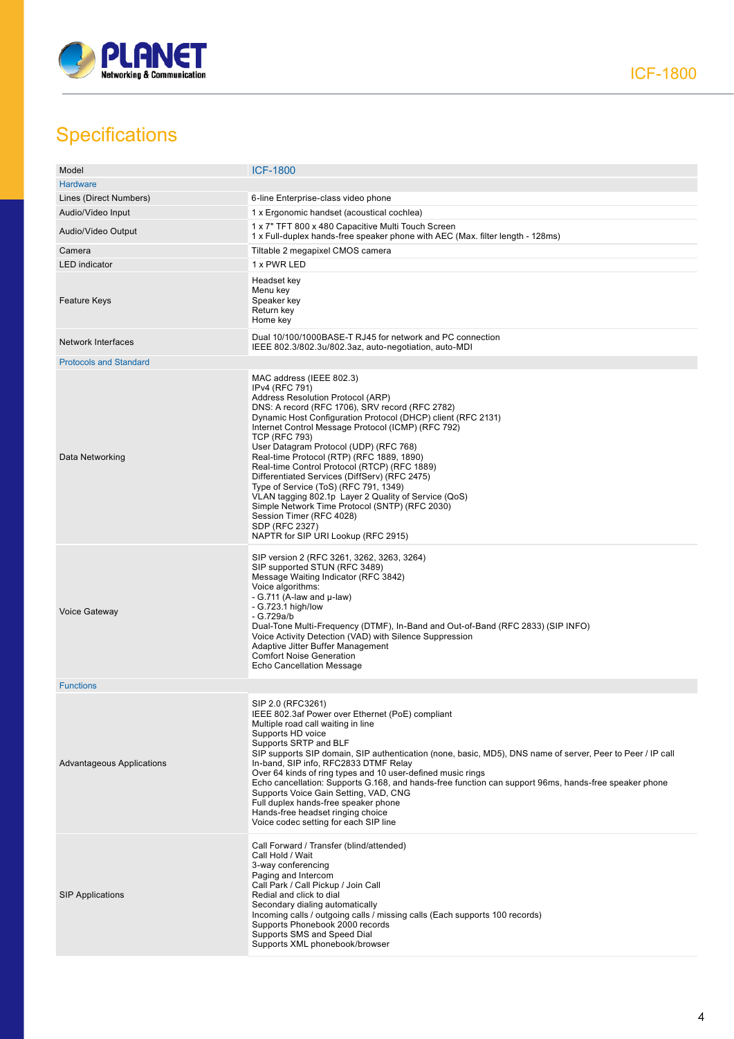## Specifications

| Model | ICF-1800 |
|---|---|
| **Hardware** | |
| Lines (Direct Numbers) | 6-line Enterprise-class video phone |
| Audio/Video Input | 1 x Ergonomic handset (acoustical cochlea) |
| Audio/Video Output | 1 x 7" TFT 800 x 480 Capacitive Multi Touch Screen<br>1 x Full-duplex hands-free speaker phone with AEC (Max. filter length - 128ms) |
| Camera | Tiltable 2 megapixel CMOS camera |
| LED indicator | 1 x PWR LED |
| Feature Keys | Headset key<br>Menu key<br>Speaker key<br>Return key<br>Home key |
| Network Interfaces | Dual 10/100/1000BASE-T RJ45 for network and PC connection<br>IEEE 802.3/802.3u/802.3az, auto-negotiation, auto-MDI |
| **Protocols and Standard** | |
| Data Networking | MAC address (IEEE 802.3)<br>IPv4 (RFC 791)<br>Address Resolution Protocol (ARP)<br>DNS: A record (RFC 1706), SRV record (RFC 2782)<br>Dynamic Host Configuration Protocol (DHCP) client (RFC 2131)<br>Internet Control Message Protocol (ICMP) (RFC 792)<br>TCP (RFC 793)<br>User Datagram Protocol (UDP) (RFC 768)<br>Real-time Protocol (RTP) (RFC 1889, 1890)<br>Real-time Control Protocol (RTCP) (RFC 1889)<br>Differentiated Services (DiffServ) (RFC 2475)<br>Type of Service (ToS) (RFC 791, 1349)<br>VLAN tagging 802.1p Layer 2 Quality of Service (QoS)<br>Simple Network Time Protocol (SNTP) (RFC 2030)<br>Session Timer (RFC 4028)<br>SDP (RFC 2327)<br>NAPTR for SIP URI Lookup (RFC 2915) |
| Voice Gateway | SIP version 2 (RFC 3261, 3262, 3263, 3264)<br>SIP supported STUN (RFC 3489)<br>Message Waiting Indicator (RFC 3842)<br>Voice algorithms:<br>- G.711 (A-law and μ-law)<br>- G.723.1 high/low<br>- G.729a/b<br>Dual-Tone Multi-Frequency (DTMF), In-Band and Out-of-Band (RFC 2833) (SIP INFO)<br>Voice Activity Detection (VAD) with Silence Suppression<br>Adaptive Jitter Buffer Management<br>Comfort Noise Generation<br>Echo Cancellation Message |
| **Functions** | |
| Advantageous Applications | SIP 2.0 (RFC3261)<br>IEEE 802.3af Power over Ethernet (PoE) compliant<br>Multiple road call waiting in line<br>Supports HD voice<br>Supports SRTP and BLF<br>SIP supports SIP domain, SIP authentication (none, basic, MD5), DNS name of server, Peer to Peer / IP call<br>In-band, SIP info, RFC2833 DTMF Relay<br>Over 64 kinds of ring types and 10 user-defined music rings<br>Echo cancellation: Supports G.168, and hands-free function can support 96ms, hands-free speaker phone<br>Supports Voice Gain Setting, VAD, CNG<br>Full duplex hands-free speaker phone<br>Hands-free headset ringing choice<br>Voice codec setting for each SIP line |
| SIP Applications | Call Forward / Transfer (blind/attended)<br>Call Hold / Wait<br>3-way conferencing<br>Paging and Intercom<br>Call Park / Call Pickup / Join Call<br>Redial and click to dial<br>Secondary dialing automatically<br>Incoming calls / outgoing calls / missing calls (Each supports 100 records)<br>Supports Phonebook 2000 records<br>Supports SMS and Speed Dial<br>Supports XML phonebook/browser |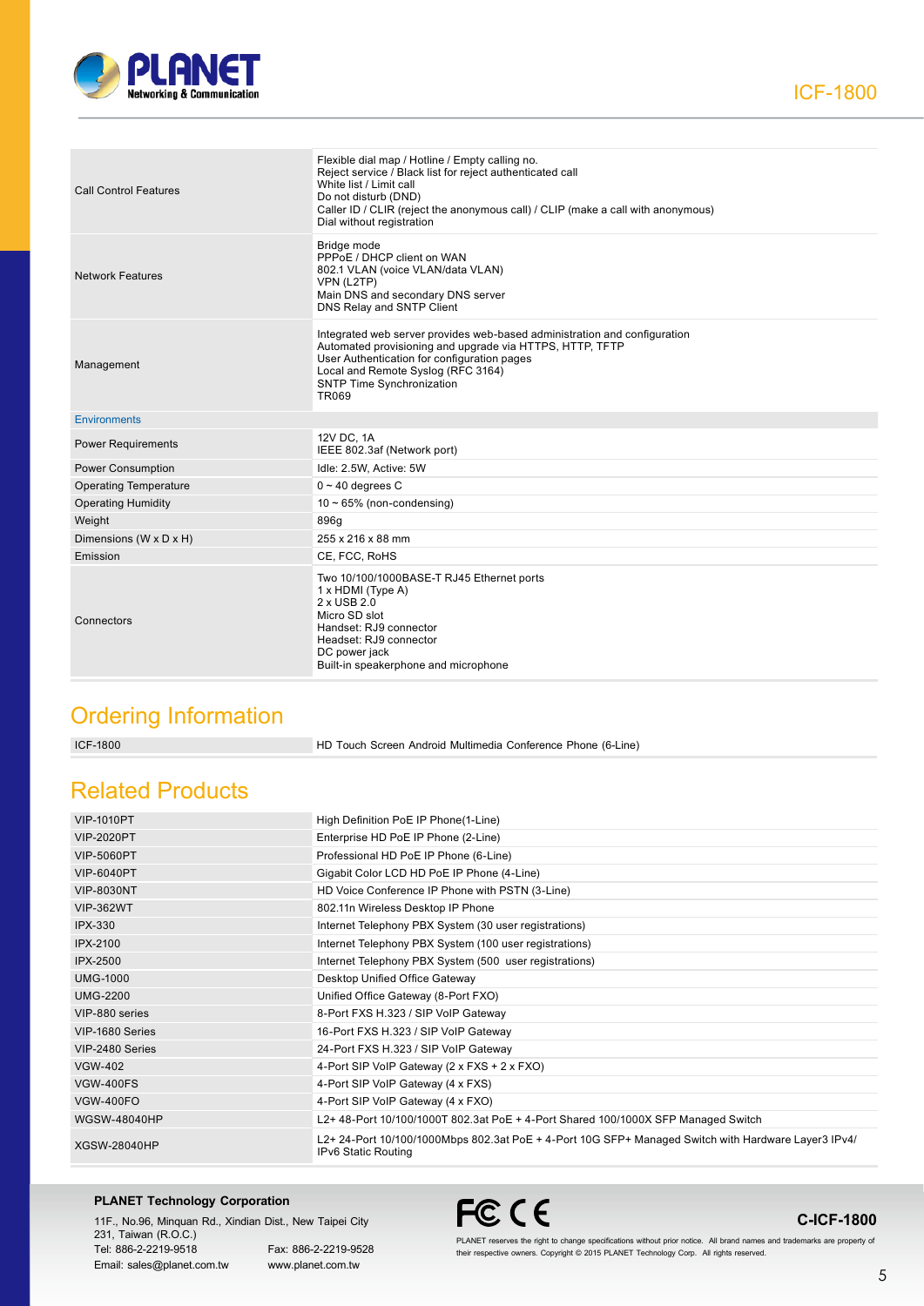| | |
|---|---|
| Call Control Features | Flexible dial map / Hotline / Empty calling no.<br>Reject service / Black list for reject authenticated call<br>White list / Limit call<br>Do not disturb (DND)<br>Caller ID / CLIR (reject the anonymous call) / CLIP (make a call with anonymous)<br>Dial without registration |
| Network Features | Bridge mode<br>PPPoE / DHCP client on WAN<br>802.1 VLAN (voice VLAN/data VLAN)<br>VPN (L2TP)<br>Main DNS and secondary DNS server<br>DNS Relay and SNTP Client |
| Management | Integrated web server provides web-based administration and configuration<br>Automated provisioning and upgrade via HTTPS, HTTP, TFTP<br>User Authentication for configuration pages<br>Local and Remote Syslog (RFC 3164)<br>SNTP Time Synchronization<br>TR069 |
| **Environments** | |
| Power Requirements | 12V DC, 1A<br>IEEE 802.3af (Network port) |
| Power Consumption | Idle: 2.5W, Active: 5W |
| Operating Temperature | 0 ~ 40 degrees C |
| Operating Humidity | 10 ~ 65% (non-condensing) |
| Weight | 896g |
| Dimensions (W x D x H) | 255 x 216 x 88 mm |
| Emission | CE, FCC, RoHS |
| Connectors | Two 10/100/1000BASE-T RJ45 Ethernet ports<br>1 x HDMI (Type A)<br>2 x USB 2.0<br>Micro SD slot<br>Handset: RJ9 connector<br>Headset: RJ9 connector<br>DC power jack<br>Built-in speakerphone and microphone |

## Ordering Information

| | |
|---|---|
| ICF-1800 | HD Touch Screen Android Multimedia Conference Phone (6-Line) |

## Related Products

| | |
|---|---|
| VIP-1010PT | High Definition PoE IP Phone(1-Line) |
| VIP-2020PT | Enterprise HD PoE IP Phone (2-Line) |
| VIP-5060PT | Professional HD PoE IP Phone (6-Line) |
| VIP-6040PT | Gigabit Color LCD HD PoE IP Phone (4-Line) |
| VIP-8030NT | HD Voice Conference IP Phone with PSTN (3-Line) |
| VIP-362WT | 802.11n Wireless Desktop IP Phone |
| IPX-330 | Internet Telephony PBX System (30 user registrations) |
| IPX-2100 | Internet Telephony PBX System (100 user registrations) |
| IPX-2500 | Internet Telephony PBX System (500 user registrations) |
| UMG-1000 | Desktop Unified Office Gateway |
| UMG-2200 | Unified Office Gateway (8-Port FXO) |
| VIP-880 series | 8-Port FXS H.323 / SIP VoIP Gateway |
| VIP-1680 Series | 16-Port FXS H.323 / SIP VoIP Gateway |
| VIP-2480 Series | 24-Port FXS H.323 / SIP VoIP Gateway |
| VGW-402 | 4-Port SIP VoIP Gateway (2 x FXS + 2 x FXO) |
| VGW-400FS | 4-Port SIP VoIP Gateway (4 x FXS) |
| VGW-400FO | 4-Port SIP VoIP Gateway (4 x FXO) |
| WGSW-48040HP | L2+ 48-Port 10/100/1000T 802.3at PoE + 4-Port Shared 100/1000X SFP Managed Switch |
| XGSW-28040HP | L2+ 24-Port 10/100/1000Mbps 802.3at PoE + 4-Port 10G SFP+ Managed Switch with Hardware Layer3 IPv4/IPv6 Static Routing |

**PLANET Technology Corporation**

11F., No.96, Minquan Rd., Xindian Dist., New Taipei City 231, Taiwan (R.O.C.)
Tel: 886-2-2219-9518 Fax: 886-2-2219-9528
Email: sales@planet.com.tw www.planet.com.tw

**C-ICF-1800**

PLANET reserves the right to change specifications without prior notice. All brand names and trademarks are property of their respective owners. Copyright © 2015 PLANET Technology Corp. All rights reserved.